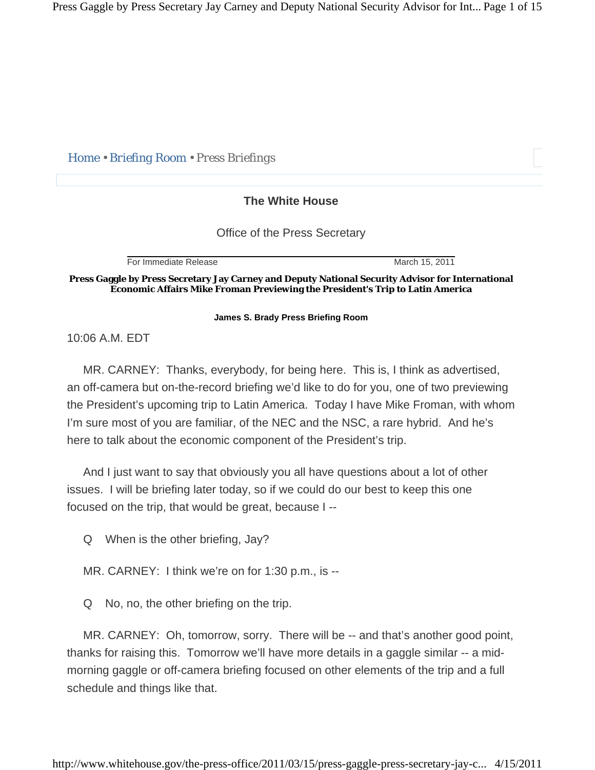Home • Briefing Room • Press Briefings

**The White House**

Office of the Press Secretary

For Immediate Release March 15, 2011

**Press Gaggle by Press Secretary Jay Carney and Deputy National Security Advisor for International Economic Affairs Mike Froman Previewing the President's Trip to Latin America**

**James S. Brady Press Briefing Room**

10:06 A.M. EDT

MR. CARNEY: Thanks, everybody, for being here. This is, I think as advertised, an off-camera but on-the-record briefing we'd like to do for you, one of two previewing the President's upcoming trip to Latin America. Today I have Mike Froman, with whom I'm sure most of you are familiar, of the NEC and the NSC, a rare hybrid. And he's here to talk about the economic component of the President's trip.

And I just want to say that obviously you all have questions about a lot of other issues. I will be briefing later today, so if we could do our best to keep this one focused on the trip, that would be great, because I --

Q When is the other briefing, Jay?

MR. CARNEY: I think we're on for 1:30 p.m., is --

Q No, no, the other briefing on the trip.

MR. CARNEY: Oh, tomorrow, sorry. There will be -- and that's another good point, thanks for raising this. Tomorrow we'll have more details in a gaggle similar -- a mid-morning gaggle or off-camera briefing focused on other elements of the trip and a full schedule and things like that.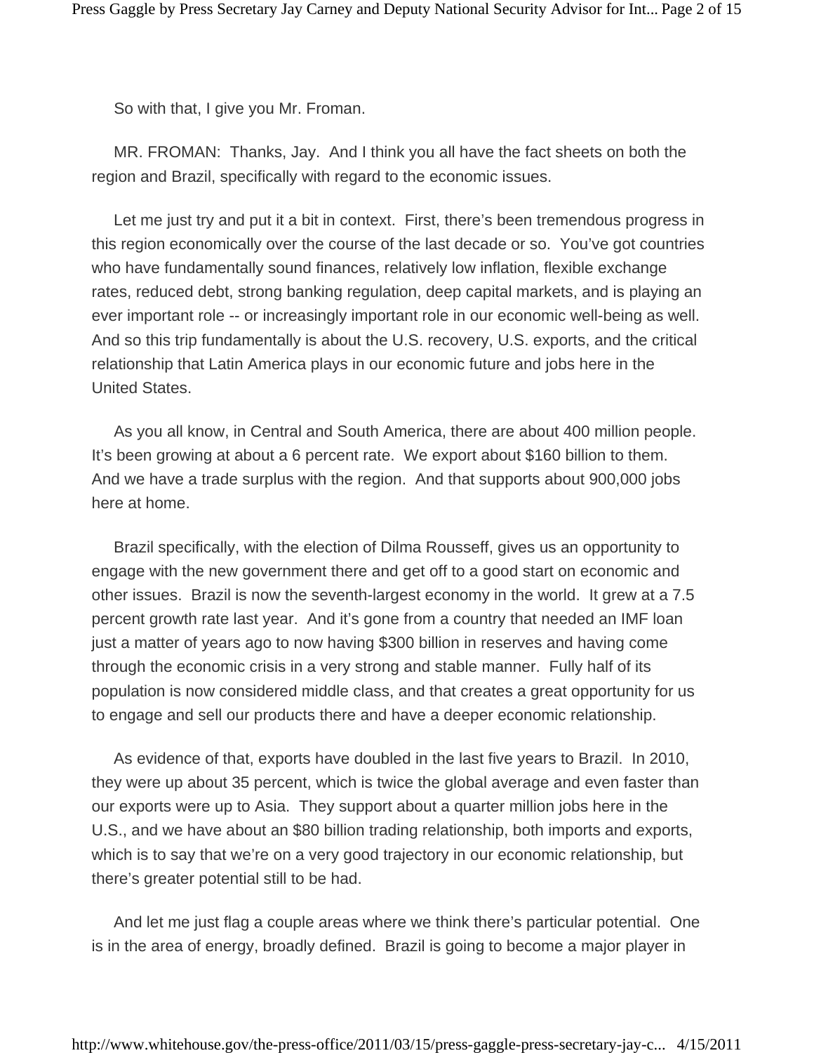So with that, I give you Mr. Froman.

MR. FROMAN: Thanks, Jay. And I think you all have the fact sheets on both the region and Brazil, specifically with regard to the economic issues.

Let me just try and put it a bit in context. First, there's been tremendous progress in this region economically over the course of the last decade or so. You've got countries who have fundamentally sound finances, relatively low inflation, flexible exchange rates, reduced debt, strong banking regulation, deep capital markets, and is playing an ever important role -- or increasingly important role in our economic well-being as well. And so this trip fundamentally is about the U.S. recovery, U.S. exports, and the critical relationship that Latin America plays in our economic future and jobs here in the United States.

As you all know, in Central and South America, there are about 400 million people. It's been growing at about a 6 percent rate. We export about $160 billion to them. And we have a trade surplus with the region. And that supports about 900,000 jobs here at home.

Brazil specifically, with the election of Dilma Rousseff, gives us an opportunity to engage with the new government there and get off to a good start on economic and other issues. Brazil is now the seventh-largest economy in the world. It grew at a 7.5 percent growth rate last year. And it's gone from a country that needed an IMF loan just a matter of years ago to now having $300 billion in reserves and having come through the economic crisis in a very strong and stable manner. Fully half of its population is now considered middle class, and that creates a great opportunity for us to engage and sell our products there and have a deeper economic relationship.

As evidence of that, exports have doubled in the last five years to Brazil. In 2010, they were up about 35 percent, which is twice the global average and even faster than our exports were up to Asia. They support about a quarter million jobs here in the U.S., and we have about an $80 billion trading relationship, both imports and exports, which is to say that we're on a very good trajectory in our economic relationship, but there's greater potential still to be had.

And let me just flag a couple areas where we think there's particular potential. One is in the area of energy, broadly defined. Brazil is going to become a major player in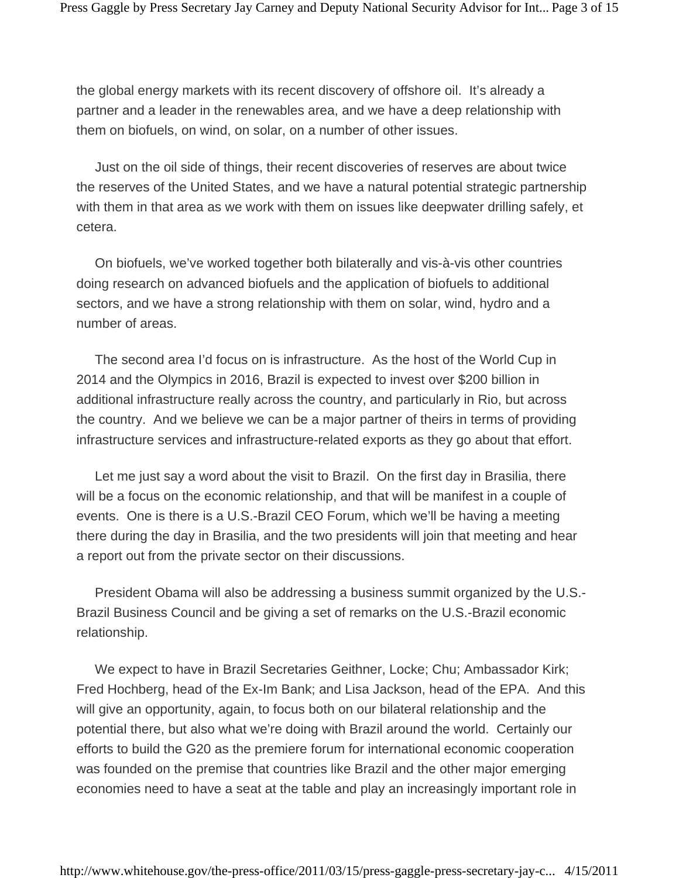the global energy markets with its recent discovery of offshore oil. It's already a partner and a leader in the renewables area, and we have a deep relationship with them on biofuels, on wind, on solar, on a number of other issues.

Just on the oil side of things, their recent discoveries of reserves are about twice the reserves of the United States, and we have a natural potential strategic partnership with them in that area as we work with them on issues like deepwater drilling safely, et cetera.

On biofuels, we've worked together both bilaterally and vis-à-vis other countries doing research on advanced biofuels and the application of biofuels to additional sectors, and we have a strong relationship with them on solar, wind, hydro and a number of areas.

The second area I'd focus on is infrastructure. As the host of the World Cup in 2014 and the Olympics in 2016, Brazil is expected to invest over $200 billion in additional infrastructure really across the country, and particularly in Rio, but across the country. And we believe we can be a major partner of theirs in terms of providing infrastructure services and infrastructure-related exports as they go about that effort.

Let me just say a word about the visit to Brazil. On the first day in Brasilia, there will be a focus on the economic relationship, and that will be manifest in a couple of events. One is there is a U.S.-Brazil CEO Forum, which we'll be having a meeting there during the day in Brasilia, and the two presidents will join that meeting and hear a report out from the private sector on their discussions.

President Obama will also be addressing a business summit organized by the U.S.-Brazil Business Council and be giving a set of remarks on the U.S.-Brazil economic relationship.

We expect to have in Brazil Secretaries Geithner, Locke; Chu; Ambassador Kirk; Fred Hochberg, head of the Ex-Im Bank; and Lisa Jackson, head of the EPA. And this will give an opportunity, again, to focus both on our bilateral relationship and the potential there, but also what we're doing with Brazil around the world. Certainly our efforts to build the G20 as the premiere forum for international economic cooperation was founded on the premise that countries like Brazil and the other major emerging economies need to have a seat at the table and play an increasingly important role in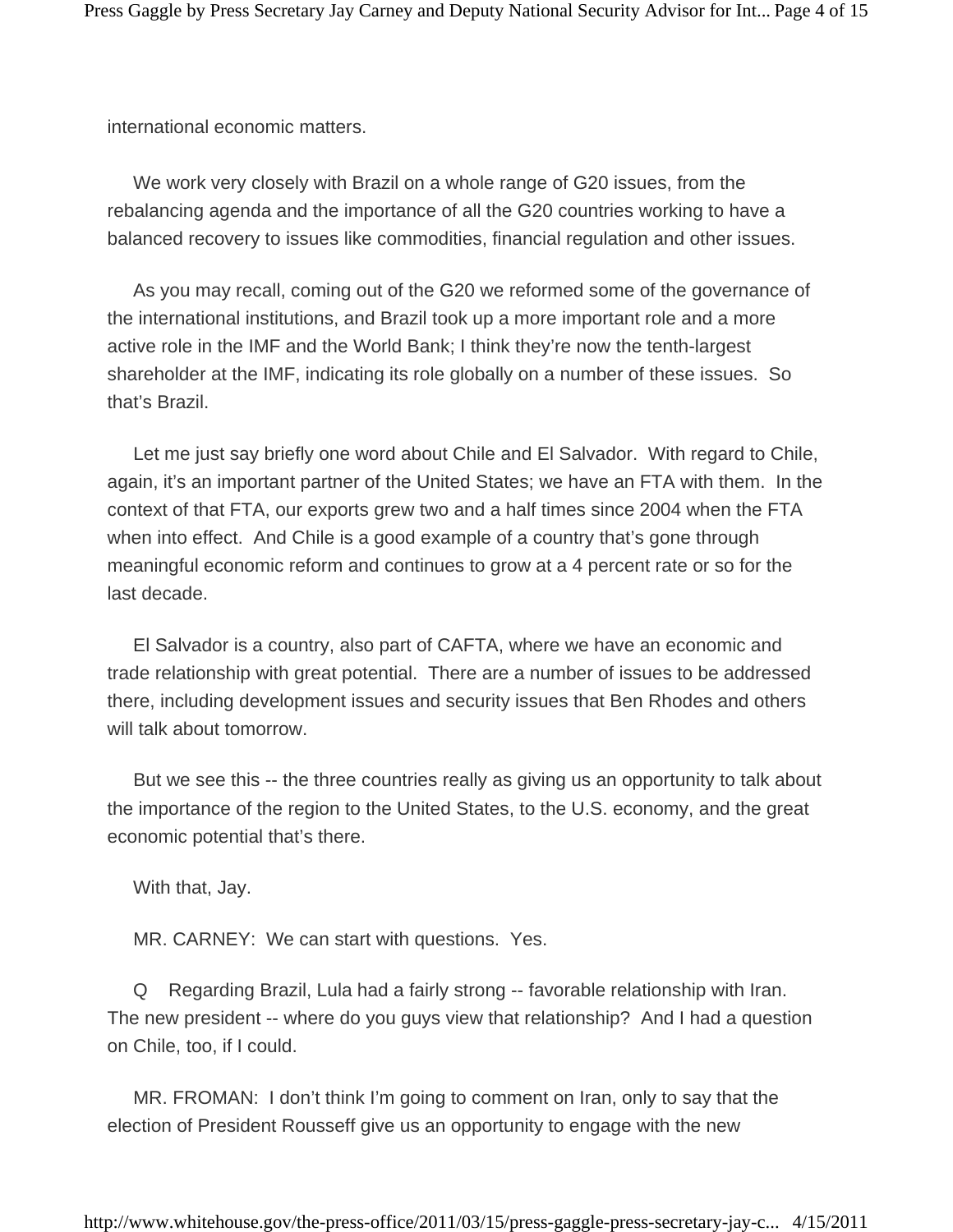international economic matters.

We work very closely with Brazil on a whole range of G20 issues, from the rebalancing agenda and the importance of all the G20 countries working to have a balanced recovery to issues like commodities, financial regulation and other issues.

As you may recall, coming out of the G20 we reformed some of the governance of the international institutions, and Brazil took up a more important role and a more active role in the IMF and the World Bank; I think they're now the tenth-largest shareholder at the IMF, indicating its role globally on a number of these issues. So that's Brazil.

Let me just say briefly one word about Chile and El Salvador. With regard to Chile, again, it's an important partner of the United States; we have an FTA with them. In the context of that FTA, our exports grew two and a half times since 2004 when the FTA when into effect. And Chile is a good example of a country that's gone through meaningful economic reform and continues to grow at a 4 percent rate or so for the last decade.

El Salvador is a country, also part of CAFTA, where we have an economic and trade relationship with great potential. There are a number of issues to be addressed there, including development issues and security issues that Ben Rhodes and others will talk about tomorrow.

But we see this -- the three countries really as giving us an opportunity to talk about the importance of the region to the United States, to the U.S. economy, and the great economic potential that's there.

With that, Jay.

MR. CARNEY: We can start with questions. Yes.

Q Regarding Brazil, Lula had a fairly strong -- favorable relationship with Iran. The new president -- where do you guys view that relationship? And I had a question on Chile, too, if I could.

MR. FROMAN: I don't think I'm going to comment on Iran, only to say that the election of President Rousseff give us an opportunity to engage with the new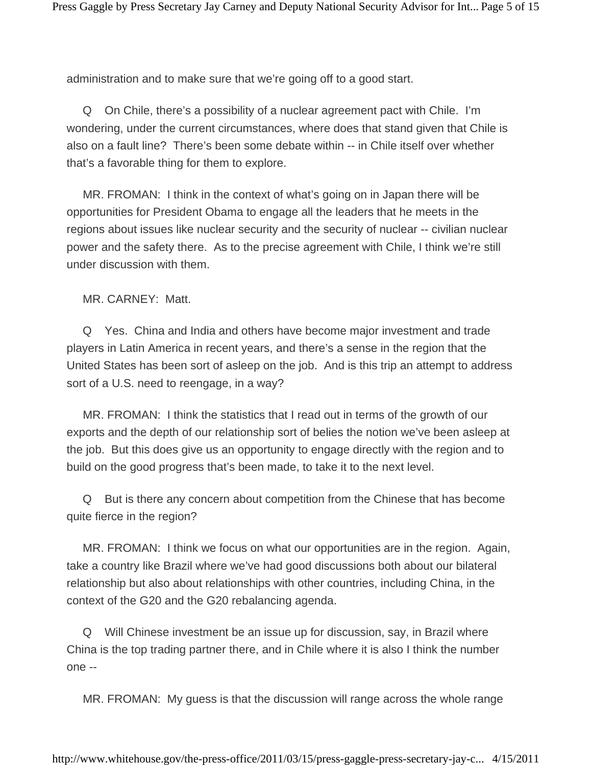administration and to make sure that we're going off to a good start.

Q On Chile, there's a possibility of a nuclear agreement pact with Chile. I'm wondering, under the current circumstances, where does that stand given that Chile is also on a fault line? There's been some debate within -- in Chile itself over whether that's a favorable thing for them to explore.

MR. FROMAN: I think in the context of what's going on in Japan there will be opportunities for President Obama to engage all the leaders that he meets in the regions about issues like nuclear security and the security of nuclear -- civilian nuclear power and the safety there. As to the precise agreement with Chile, I think we're still under discussion with them.

MR. CARNEY: Matt.

Q Yes. China and India and others have become major investment and trade players in Latin America in recent years, and there's a sense in the region that the United States has been sort of asleep on the job. And is this trip an attempt to address sort of a U.S. need to reengage, in a way?

MR. FROMAN: I think the statistics that I read out in terms of the growth of our exports and the depth of our relationship sort of belies the notion we've been asleep at the job. But this does give us an opportunity to engage directly with the region and to build on the good progress that's been made, to take it to the next level.

Q But is there any concern about competition from the Chinese that has become quite fierce in the region?

MR. FROMAN: I think we focus on what our opportunities are in the region. Again, take a country like Brazil where we've had good discussions both about our bilateral relationship but also about relationships with other countries, including China, in the context of the G20 and the G20 rebalancing agenda.

Q Will Chinese investment be an issue up for discussion, say, in Brazil where China is the top trading partner there, and in Chile where it is also I think the number one --

MR. FROMAN: My guess is that the discussion will range across the whole range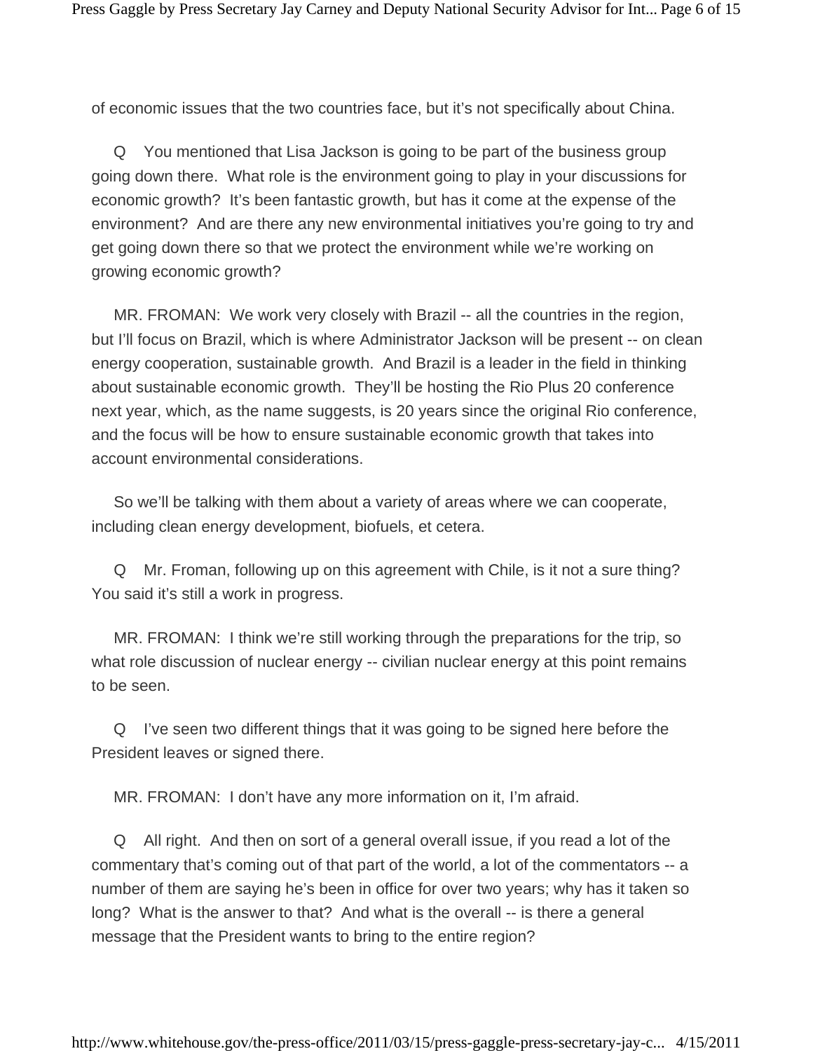of economic issues that the two countries face, but it's not specifically about China.

Q You mentioned that Lisa Jackson is going to be part of the business group going down there. What role is the environment going to play in your discussions for economic growth? It's been fantastic growth, but has it come at the expense of the environment? And are there any new environmental initiatives you're going to try and get going down there so that we protect the environment while we're working on growing economic growth?

MR. FROMAN: We work very closely with Brazil -- all the countries in the region, but I'll focus on Brazil, which is where Administrator Jackson will be present -- on clean energy cooperation, sustainable growth. And Brazil is a leader in the field in thinking about sustainable economic growth. They'll be hosting the Rio Plus 20 conference next year, which, as the name suggests, is 20 years since the original Rio conference, and the focus will be how to ensure sustainable economic growth that takes into account environmental considerations.

So we'll be talking with them about a variety of areas where we can cooperate, including clean energy development, biofuels, et cetera.

Q Mr. Froman, following up on this agreement with Chile, is it not a sure thing? You said it's still a work in progress.

MR. FROMAN: I think we're still working through the preparations for the trip, so what role discussion of nuclear energy -- civilian nuclear energy at this point remains to be seen.

Q I've seen two different things that it was going to be signed here before the President leaves or signed there.

MR. FROMAN: I don't have any more information on it, I'm afraid.

Q All right. And then on sort of a general overall issue, if you read a lot of the commentary that's coming out of that part of the world, a lot of the commentators -- a number of them are saying he's been in office for over two years; why has it taken so long? What is the answer to that? And what is the overall -- is there a general message that the President wants to bring to the entire region?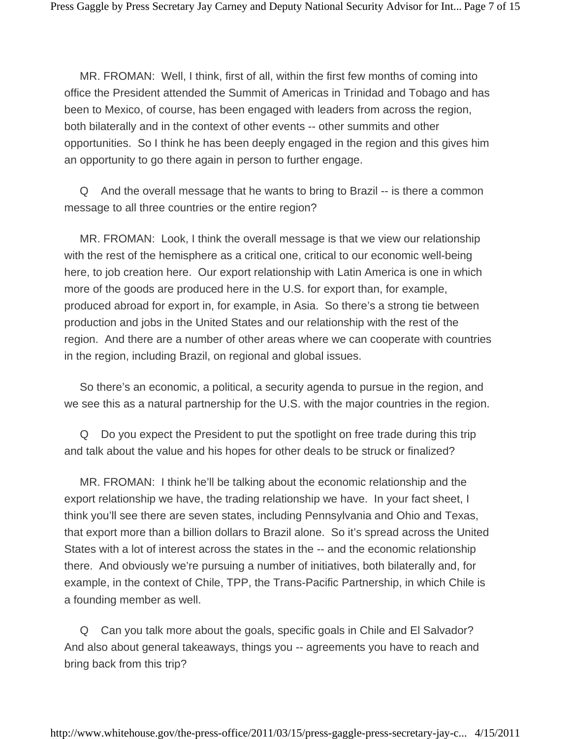MR. FROMAN: Well, I think, first of all, within the first few months of coming into office the President attended the Summit of Americas in Trinidad and Tobago and has been to Mexico, of course, has been engaged with leaders from across the region, both bilaterally and in the context of other events -- other summits and other opportunities. So I think he has been deeply engaged in the region and this gives him an opportunity to go there again in person to further engage.

Q And the overall message that he wants to bring to Brazil -- is there a common message to all three countries or the entire region?

MR. FROMAN: Look, I think the overall message is that we view our relationship with the rest of the hemisphere as a critical one, critical to our economic well-being here, to job creation here. Our export relationship with Latin America is one in which more of the goods are produced here in the U.S. for export than, for example, produced abroad for export in, for example, in Asia. So there's a strong tie between production and jobs in the United States and our relationship with the rest of the region. And there are a number of other areas where we can cooperate with countries in the region, including Brazil, on regional and global issues.

So there's an economic, a political, a security agenda to pursue in the region, and we see this as a natural partnership for the U.S. with the major countries in the region.

Q Do you expect the President to put the spotlight on free trade during this trip and talk about the value and his hopes for other deals to be struck or finalized?

MR. FROMAN: I think he'll be talking about the economic relationship and the export relationship we have, the trading relationship we have. In your fact sheet, I think you'll see there are seven states, including Pennsylvania and Ohio and Texas, that export more than a billion dollars to Brazil alone. So it's spread across the United States with a lot of interest across the states in the -- and the economic relationship there. And obviously we're pursuing a number of initiatives, both bilaterally and, for example, in the context of Chile, TPP, the Trans-Pacific Partnership, in which Chile is a founding member as well.

Q Can you talk more about the goals, specific goals in Chile and El Salvador? And also about general takeaways, things you -- agreements you have to reach and bring back from this trip?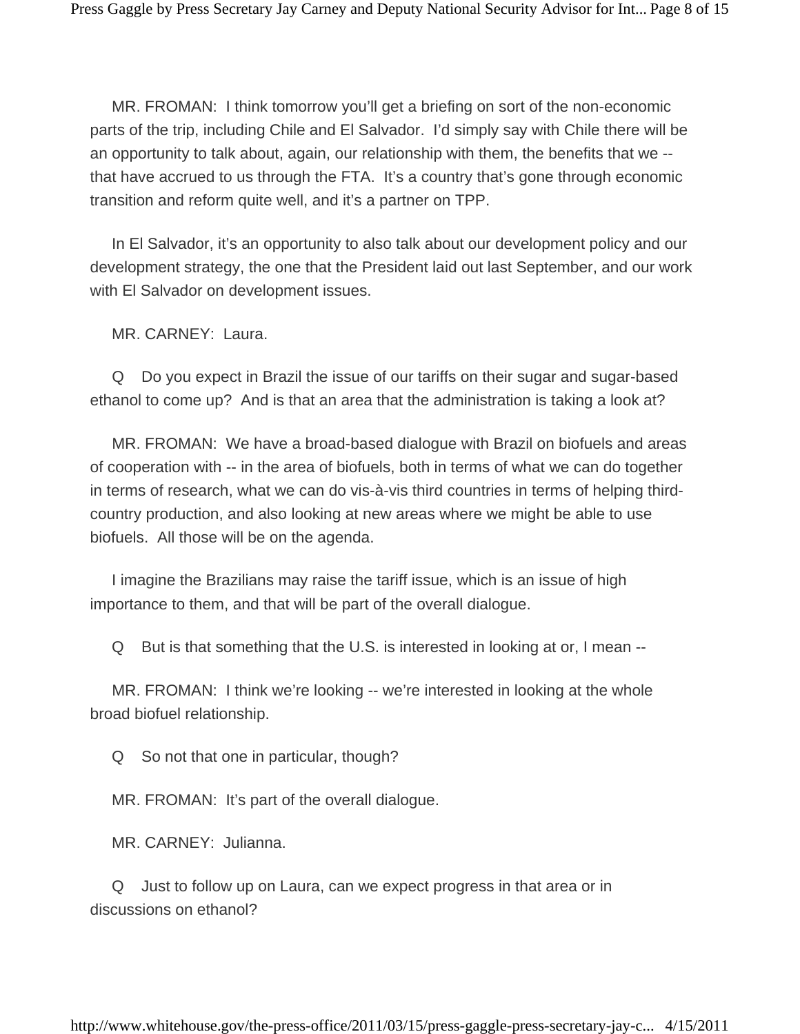MR. FROMAN: I think tomorrow you'll get a briefing on sort of the non-economic parts of the trip, including Chile and El Salvador. I'd simply say with Chile there will be an opportunity to talk about, again, our relationship with them, the benefits that we -- that have accrued to us through the FTA. It's a country that's gone through economic transition and reform quite well, and it's a partner on TPP.

In El Salvador, it's an opportunity to also talk about our development policy and our development strategy, the one that the President laid out last September, and our work with El Salvador on development issues.

MR. CARNEY: Laura.

Q Do you expect in Brazil the issue of our tariffs on their sugar and sugar-based ethanol to come up? And is that an area that the administration is taking a look at?

MR. FROMAN: We have a broad-based dialogue with Brazil on biofuels and areas of cooperation with -- in the area of biofuels, both in terms of what we can do together in terms of research, what we can do vis-à-vis third countries in terms of helping third-country production, and also looking at new areas where we might be able to use biofuels. All those will be on the agenda.

I imagine the Brazilians may raise the tariff issue, which is an issue of high importance to them, and that will be part of the overall dialogue.

Q But is that something that the U.S. is interested in looking at or, I mean --

MR. FROMAN: I think we're looking -- we're interested in looking at the whole broad biofuel relationship.

Q So not that one in particular, though?

MR. FROMAN: It's part of the overall dialogue.

MR. CARNEY: Julianna.

Q Just to follow up on Laura, can we expect progress in that area or in discussions on ethanol?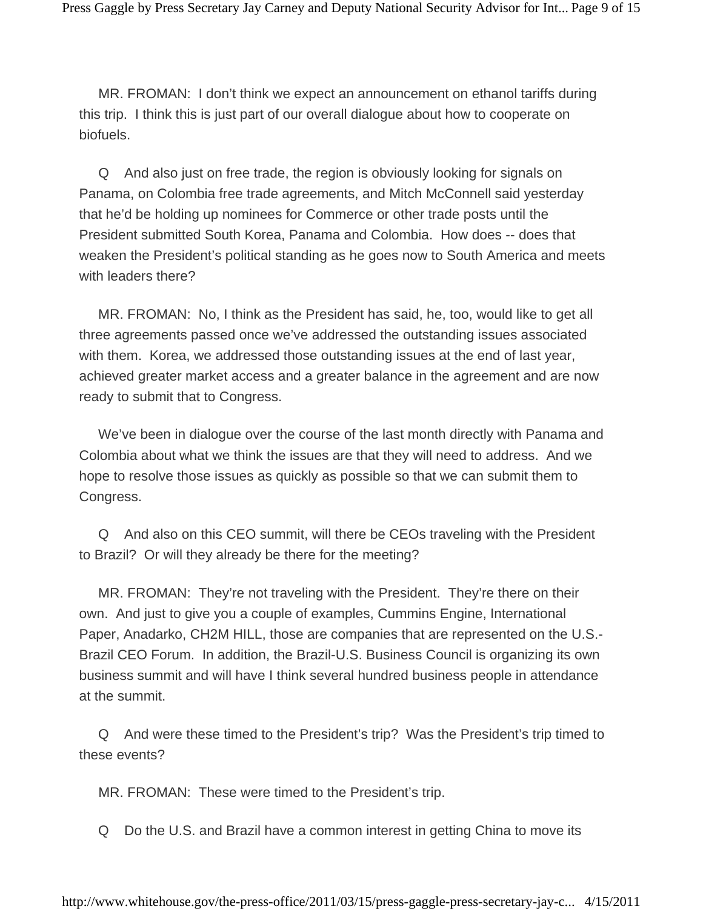MR. FROMAN: I don't think we expect an announcement on ethanol tariffs during this trip. I think this is just part of our overall dialogue about how to cooperate on biofuels.

Q And also just on free trade, the region is obviously looking for signals on Panama, on Colombia free trade agreements, and Mitch McConnell said yesterday that he'd be holding up nominees for Commerce or other trade posts until the President submitted South Korea, Panama and Colombia. How does -- does that weaken the President's political standing as he goes now to South America and meets with leaders there?

MR. FROMAN: No, I think as the President has said, he, too, would like to get all three agreements passed once we've addressed the outstanding issues associated with them. Korea, we addressed those outstanding issues at the end of last year, achieved greater market access and a greater balance in the agreement and are now ready to submit that to Congress.

We've been in dialogue over the course of the last month directly with Panama and Colombia about what we think the issues are that they will need to address. And we hope to resolve those issues as quickly as possible so that we can submit them to Congress.

Q And also on this CEO summit, will there be CEOs traveling with the President to Brazil? Or will they already be there for the meeting?

MR. FROMAN: They're not traveling with the President. They're there on their own. And just to give you a couple of examples, Cummins Engine, International Paper, Anadarko, CH2M HILL, those are companies that are represented on the U.S.-Brazil CEO Forum. In addition, the Brazil-U.S. Business Council is organizing its own business summit and will have I think several hundred business people in attendance at the summit.

Q And were these timed to the President's trip? Was the President's trip timed to these events?

MR. FROMAN: These were timed to the President's trip.

Q Do the U.S. and Brazil have a common interest in getting China to move its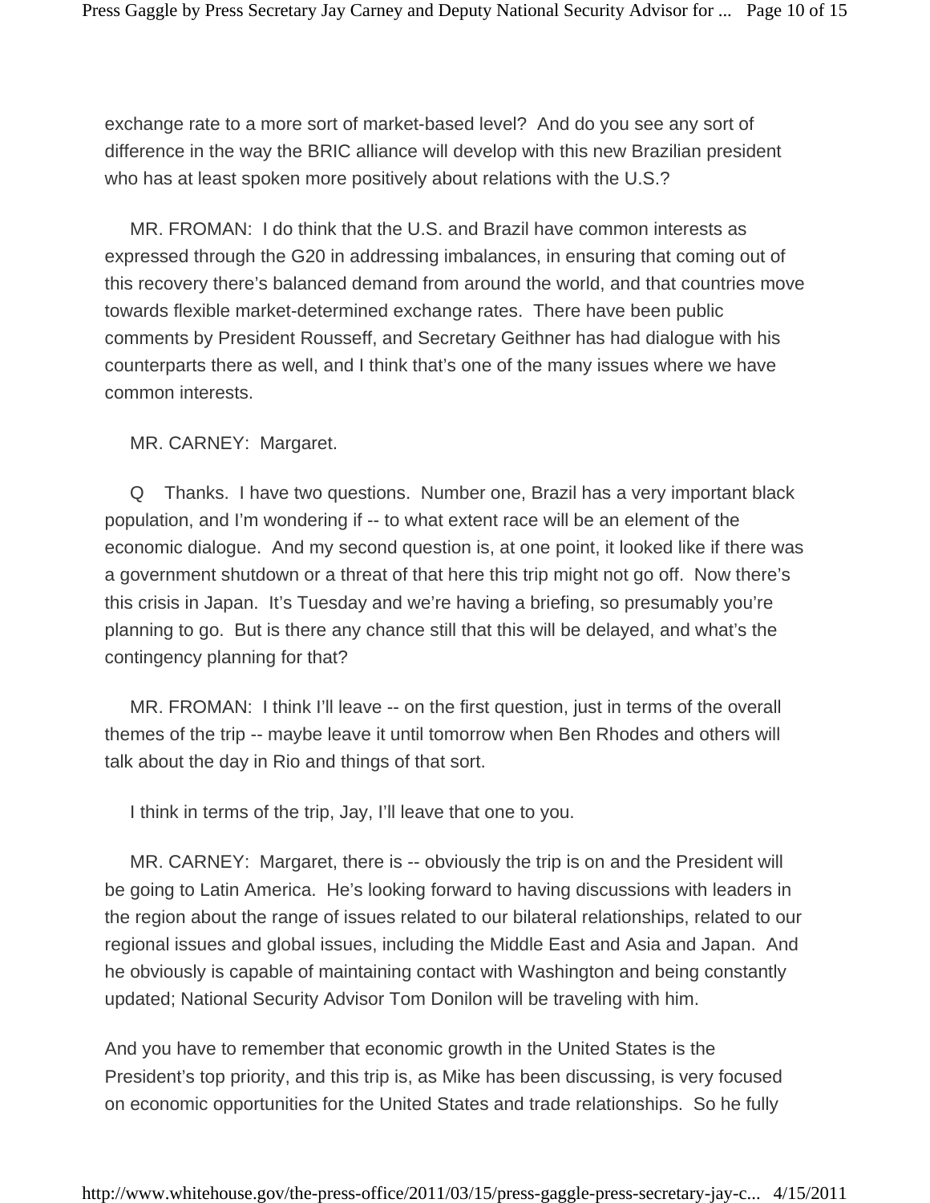exchange rate to a more sort of market-based level? And do you see any sort of difference in the way the BRIC alliance will develop with this new Brazilian president who has at least spoken more positively about relations with the U.S.?

MR. FROMAN: I do think that the U.S. and Brazil have common interests as expressed through the G20 in addressing imbalances, in ensuring that coming out of this recovery there's balanced demand from around the world, and that countries move towards flexible market-determined exchange rates. There have been public comments by President Rousseff, and Secretary Geithner has had dialogue with his counterparts there as well, and I think that's one of the many issues where we have common interests.

MR. CARNEY: Margaret.

Q Thanks. I have two questions. Number one, Brazil has a very important black population, and I'm wondering if -- to what extent race will be an element of the economic dialogue. And my second question is, at one point, it looked like if there was a government shutdown or a threat of that here this trip might not go off. Now there's this crisis in Japan. It's Tuesday and we're having a briefing, so presumably you're planning to go. But is there any chance still that this will be delayed, and what's the contingency planning for that?

MR. FROMAN: I think I'll leave -- on the first question, just in terms of the overall themes of the trip -- maybe leave it until tomorrow when Ben Rhodes and others will talk about the day in Rio and things of that sort.

I think in terms of the trip, Jay, I'll leave that one to you.

MR. CARNEY: Margaret, there is -- obviously the trip is on and the President will be going to Latin America. He's looking forward to having discussions with leaders in the region about the range of issues related to our bilateral relationships, related to our regional issues and global issues, including the Middle East and Asia and Japan. And he obviously is capable of maintaining contact with Washington and being constantly updated; National Security Advisor Tom Donilon will be traveling with him.

And you have to remember that economic growth in the United States is the President's top priority, and this trip is, as Mike has been discussing, is very focused on economic opportunities for the United States and trade relationships. So he fully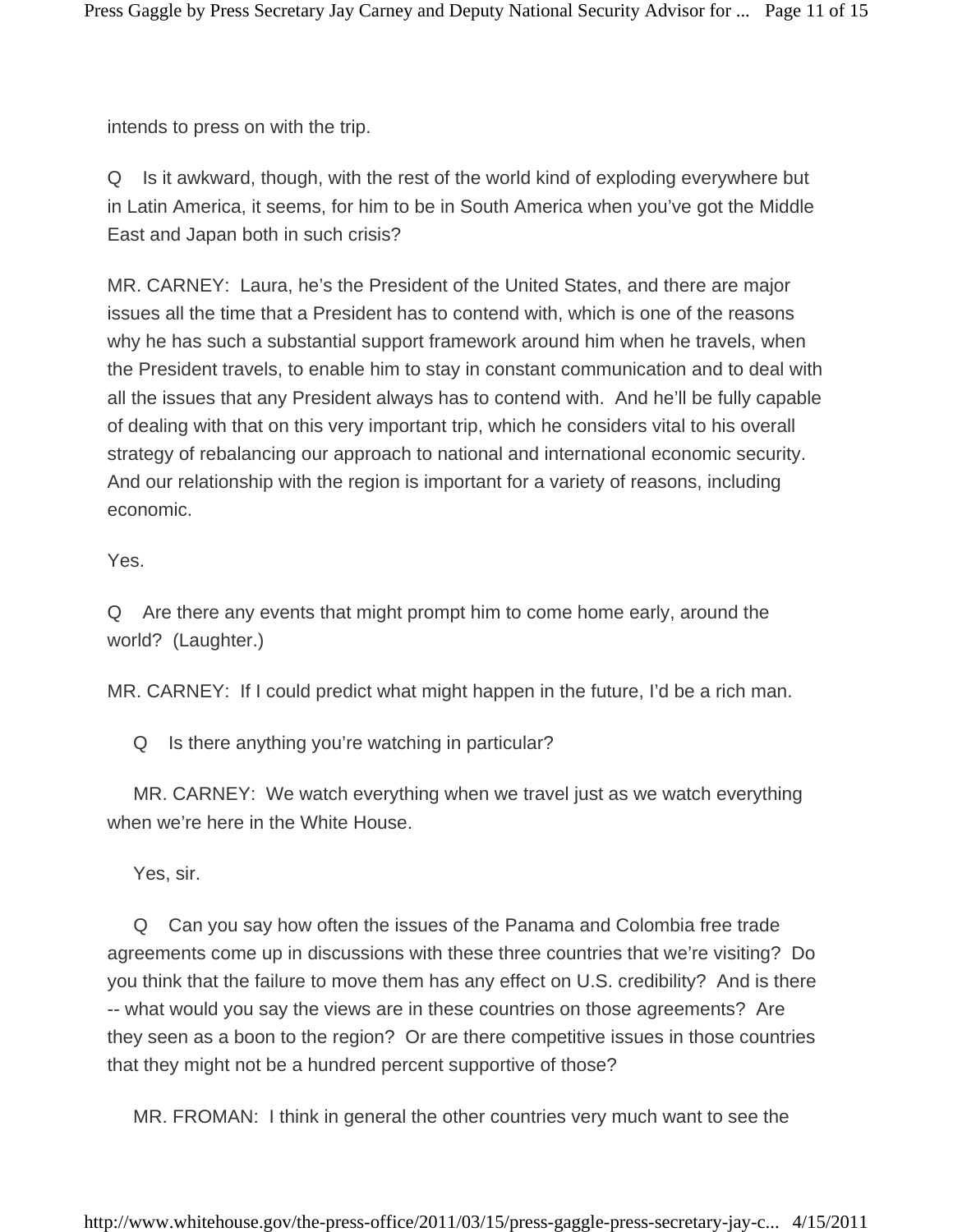intends to press on with the trip.

Q Is it awkward, though, with the rest of the world kind of exploding everywhere but in Latin America, it seems, for him to be in South America when you've got the Middle East and Japan both in such crisis?

MR. CARNEY: Laura, he's the President of the United States, and there are major issues all the time that a President has to contend with, which is one of the reasons why he has such a substantial support framework around him when he travels, when the President travels, to enable him to stay in constant communication and to deal with all the issues that any President always has to contend with. And he'll be fully capable of dealing with that on this very important trip, which he considers vital to his overall strategy of rebalancing our approach to national and international economic security. And our relationship with the region is important for a variety of reasons, including economic.

Yes.

Q Are there any events that might prompt him to come home early, around the world? (Laughter.)

MR. CARNEY: If I could predict what might happen in the future, I'd be a rich man.

Q Is there anything you're watching in particular?

MR. CARNEY: We watch everything when we travel just as we watch everything when we're here in the White House.

Yes, sir.

Q Can you say how often the issues of the Panama and Colombia free trade agreements come up in discussions with these three countries that we're visiting? Do you think that the failure to move them has any effect on U.S. credibility? And is there -- what would you say the views are in these countries on those agreements? Are they seen as a boon to the region? Or are there competitive issues in those countries that they might not be a hundred percent supportive of those?

MR. FROMAN: I think in general the other countries very much want to see the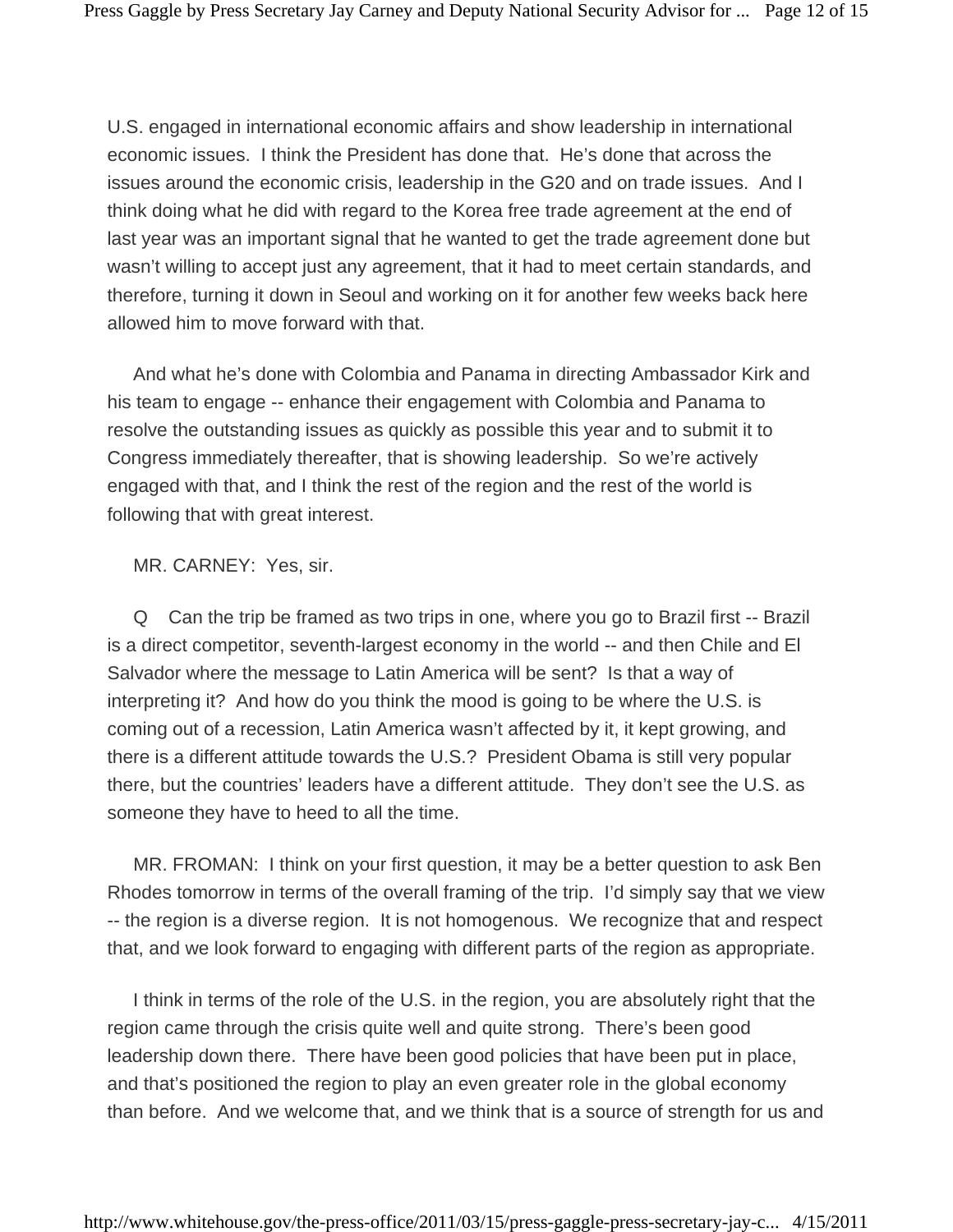U.S. engaged in international economic affairs and show leadership in international economic issues. I think the President has done that. He's done that across the issues around the economic crisis, leadership in the G20 and on trade issues. And I think doing what he did with regard to the Korea free trade agreement at the end of last year was an important signal that he wanted to get the trade agreement done but wasn't willing to accept just any agreement, that it had to meet certain standards, and therefore, turning it down in Seoul and working on it for another few weeks back here allowed him to move forward with that.

And what he's done with Colombia and Panama in directing Ambassador Kirk and his team to engage -- enhance their engagement with Colombia and Panama to resolve the outstanding issues as quickly as possible this year and to submit it to Congress immediately thereafter, that is showing leadership. So we're actively engaged with that, and I think the rest of the region and the rest of the world is following that with great interest.

MR. CARNEY: Yes, sir.

Q Can the trip be framed as two trips in one, where you go to Brazil first -- Brazil is a direct competitor, seventh-largest economy in the world -- and then Chile and El Salvador where the message to Latin America will be sent? Is that a way of interpreting it? And how do you think the mood is going to be where the U.S. is coming out of a recession, Latin America wasn't affected by it, it kept growing, and there is a different attitude towards the U.S.? President Obama is still very popular there, but the countries' leaders have a different attitude. They don't see the U.S. as someone they have to heed to all the time.

MR. FROMAN: I think on your first question, it may be a better question to ask Ben Rhodes tomorrow in terms of the overall framing of the trip. I'd simply say that we view -- the region is a diverse region. It is not homogenous. We recognize that and respect that, and we look forward to engaging with different parts of the region as appropriate.

I think in terms of the role of the U.S. in the region, you are absolutely right that the region came through the crisis quite well and quite strong. There's been good leadership down there. There have been good policies that have been put in place, and that's positioned the region to play an even greater role in the global economy than before. And we welcome that, and we think that is a source of strength for us and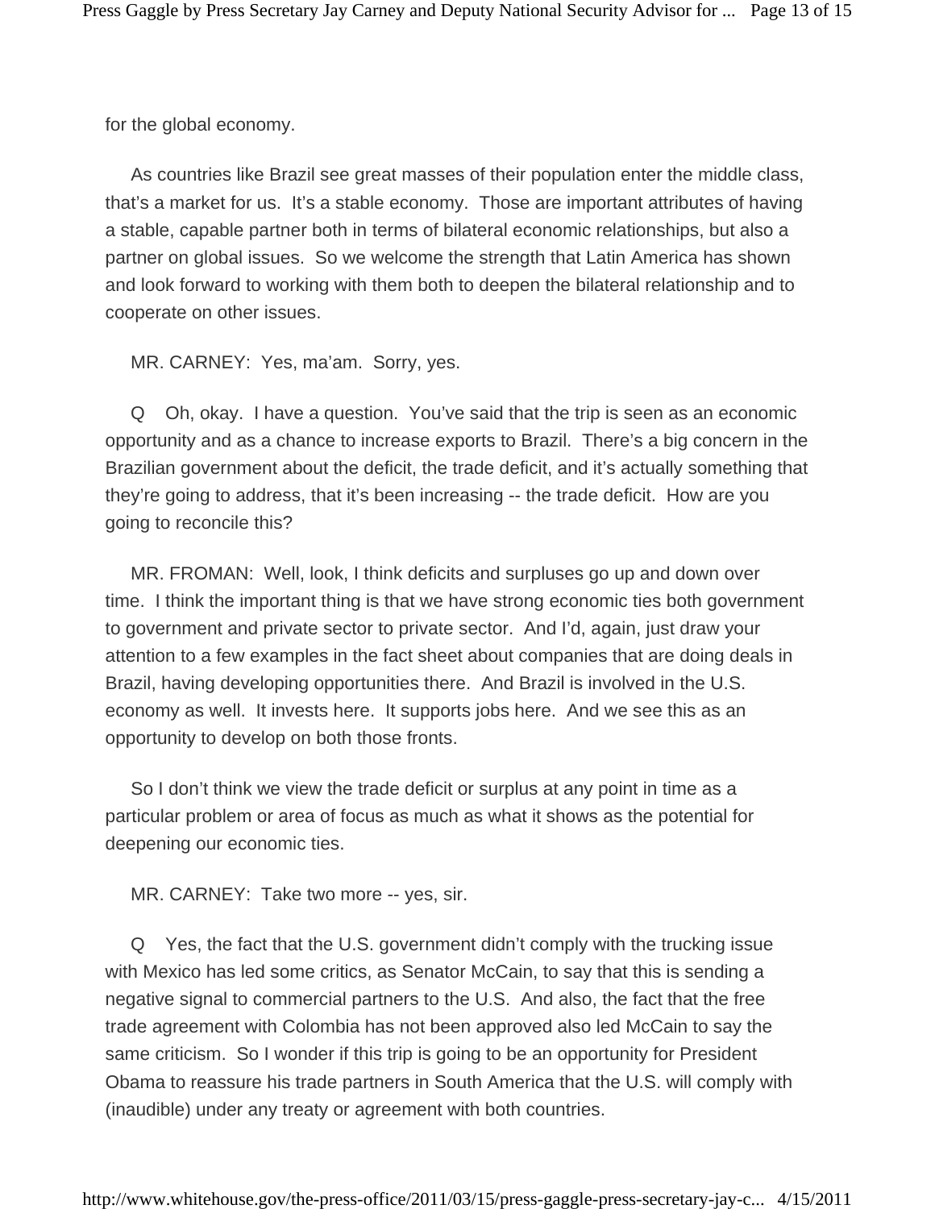for the global economy.

As countries like Brazil see great masses of their population enter the middle class, that's a market for us. It's a stable economy. Those are important attributes of having a stable, capable partner both in terms of bilateral economic relationships, but also a partner on global issues. So we welcome the strength that Latin America has shown and look forward to working with them both to deepen the bilateral relationship and to cooperate on other issues.

MR. CARNEY: Yes, ma'am. Sorry, yes.

Q Oh, okay. I have a question. You've said that the trip is seen as an economic opportunity and as a chance to increase exports to Brazil. There's a big concern in the Brazilian government about the deficit, the trade deficit, and it's actually something that they're going to address, that it's been increasing -- the trade deficit. How are you going to reconcile this?

MR. FROMAN: Well, look, I think deficits and surpluses go up and down over time. I think the important thing is that we have strong economic ties both government to government and private sector to private sector. And I'd, again, just draw your attention to a few examples in the fact sheet about companies that are doing deals in Brazil, having developing opportunities there. And Brazil is involved in the U.S. economy as well. It invests here. It supports jobs here. And we see this as an opportunity to develop on both those fronts.

So I don't think we view the trade deficit or surplus at any point in time as a particular problem or area of focus as much as what it shows as the potential for deepening our economic ties.

MR. CARNEY: Take two more -- yes, sir.

Q Yes, the fact that the U.S. government didn't comply with the trucking issue with Mexico has led some critics, as Senator McCain, to say that this is sending a negative signal to commercial partners to the U.S. And also, the fact that the free trade agreement with Colombia has not been approved also led McCain to say the same criticism. So I wonder if this trip is going to be an opportunity for President Obama to reassure his trade partners in South America that the U.S. will comply with (inaudible) under any treaty or agreement with both countries.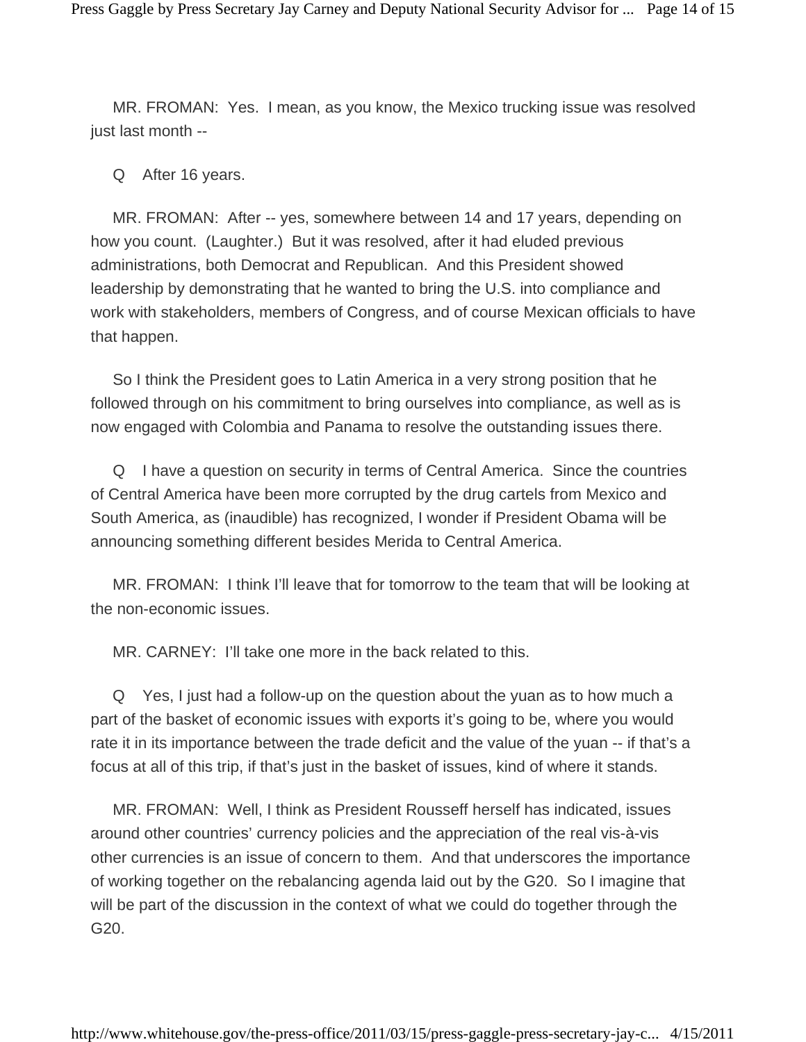MR. FROMAN: Yes. I mean, as you know, the Mexico trucking issue was resolved just last month --

Q After 16 years.

MR. FROMAN: After -- yes, somewhere between 14 and 17 years, depending on how you count. (Laughter.) But it was resolved, after it had eluded previous administrations, both Democrat and Republican. And this President showed leadership by demonstrating that he wanted to bring the U.S. into compliance and work with stakeholders, members of Congress, and of course Mexican officials to have that happen.

So I think the President goes to Latin America in a very strong position that he followed through on his commitment to bring ourselves into compliance, as well as is now engaged with Colombia and Panama to resolve the outstanding issues there.

Q I have a question on security in terms of Central America. Since the countries of Central America have been more corrupted by the drug cartels from Mexico and South America, as (inaudible) has recognized, I wonder if President Obama will be announcing something different besides Merida to Central America.

MR. FROMAN: I think I'll leave that for tomorrow to the team that will be looking at the non-economic issues.

MR. CARNEY: I'll take one more in the back related to this.

Q Yes, I just had a follow-up on the question about the yuan as to how much a part of the basket of economic issues with exports it's going to be, where you would rate it in its importance between the trade deficit and the value of the yuan -- if that's a focus at all of this trip, if that's just in the basket of issues, kind of where it stands.

MR. FROMAN: Well, I think as President Rousseff herself has indicated, issues around other countries' currency policies and the appreciation of the real vis-à-vis other currencies is an issue of concern to them. And that underscores the importance of working together on the rebalancing agenda laid out by the G20. So I imagine that will be part of the discussion in the context of what we could do together through the G20.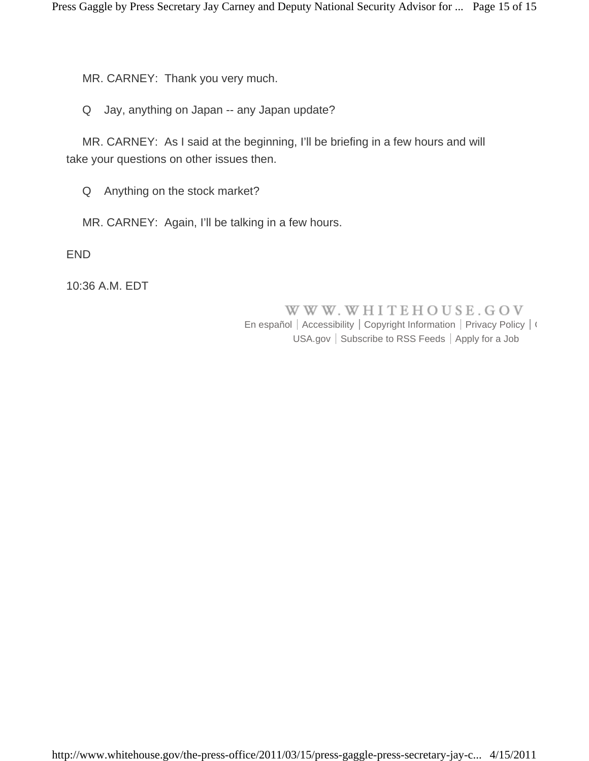MR. CARNEY: Thank you very much.

Q Jay, anything on Japan -- any Japan update?

MR. CARNEY: As I said at the beginning, I'll be briefing in a few hours and will take your questions on other issues then.

Q Anything on the stock market?

MR. CARNEY: Again, I'll be talking in a few hours.

END

10:36 A.M. EDT

WWW.WHITEHOUSE.GOV

En español | Accessibility | Copyright Information | Privacy Policy | (
USA.gov | Subscribe to RSS Feeds | Apply for a Job